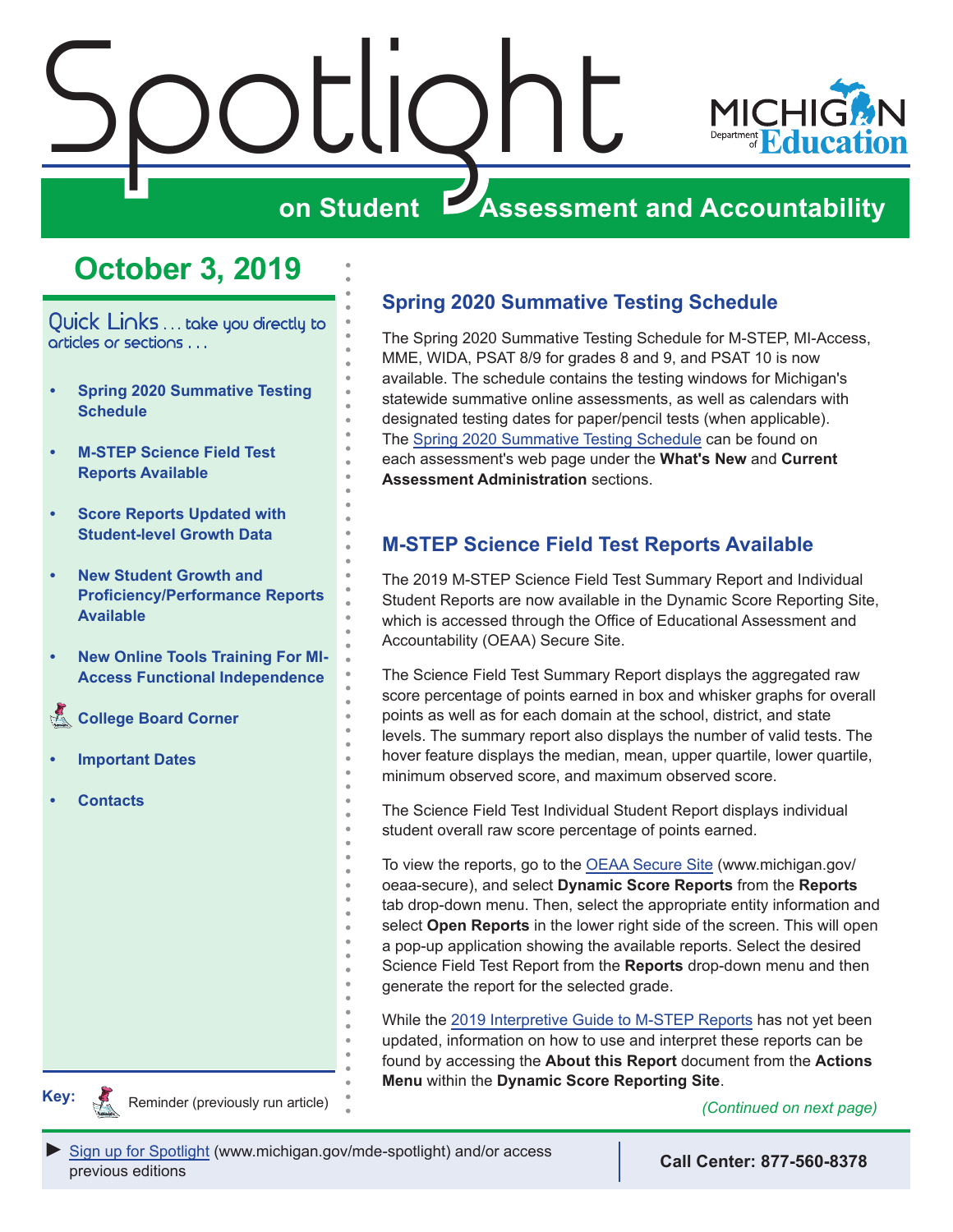# Spotlight on Student Assessment and Accountability

MICHIGAN Department of Education

## October 3, 2019

Quick Links . . . take you directly to articles or sections . . .

- Spring 2020 Summative Testing Schedule
- M-STEP Science Field Test Reports Available
- Score Reports Updated with Student-level Growth Data
- New Student Growth and Proficiency/Performance Reports Available
- New Online Tools Training For MI-Access Functional Independence
- College Board Corner
- Important Dates
- Contacts

**Key:** Reminder (previously run article)

## Spring 2020 Summative Testing Schedule

The Spring 2020 Summative Testing Schedule for M-STEP, MI-Access, MME, WIDA, PSAT 8/9 for grades 8 and 9, and PSAT 10 is now available. The schedule contains the testing windows for Michigan's statewide summative online assessments, as well as calendars with designated testing dates for paper/pencil tests (when applicable). The Spring 2020 Summative Testing Schedule can be found on each assessment's web page under the **What's New** and **Current Assessment Administration** sections.

## M-STEP Science Field Test Reports Available

The 2019 M-STEP Science Field Test Summary Report and Individual Student Reports are now available in the Dynamic Score Reporting Site, which is accessed through the Office of Educational Assessment and Accountability (OEAA) Secure Site.

The Science Field Test Summary Report displays the aggregated raw score percentage of points earned in box and whisker graphs for overall points as well as for each domain at the school, district, and state levels. The summary report also displays the number of valid tests. The hover feature displays the median, mean, upper quartile, lower quartile, minimum observed score, and maximum observed score.

The Science Field Test Individual Student Report displays individual student overall raw score percentage of points earned.

To view the reports, go to the OEAA Secure Site (www.michigan.gov/oeaa-secure), and select **Dynamic Score Reports** from the **Reports** tab drop-down menu. Then, select the appropriate entity information and select **Open Reports** in the lower right side of the screen. This will open a pop-up application showing the available reports. Select the desired Science Field Test Report from the **Reports** drop-down menu and then generate the report for the selected grade.

While the 2019 Interpretive Guide to M-STEP Reports has not yet been updated, information on how to use and interpret these reports can be found by accessing the **About this Report** document from the **Actions Menu** within the **Dynamic Score Reporting Site**.

*(Continued on next page)*

► Sign up for Spotlight (www.michigan.gov/mde-spotlight) and/or access previous editions

**Call Center: 877-560-8378**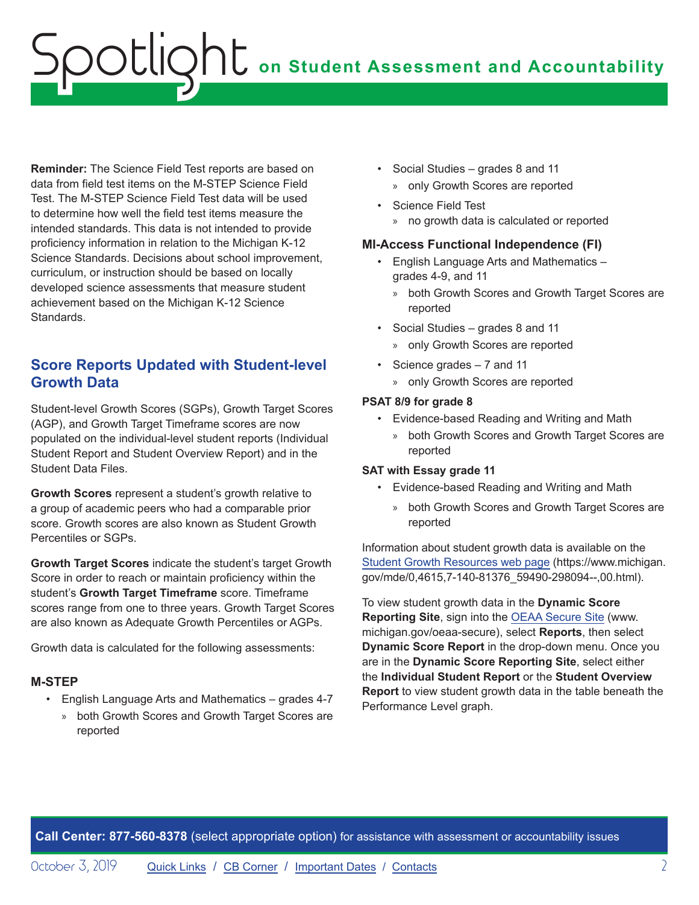**Reminder:** The Science Field Test reports are based on data from field test items on the M-STEP Science Field Test. The M-STEP Science Field Test data will be used to determine how well the field test items measure the intended standards. This data is not intended to provide proficiency information in relation to the Michigan K-12 Science Standards. Decisions about school improvement, curriculum, or instruction should be based on locally developed science assessments that measure student achievement based on the Michigan K-12 Science Standards.

## Score Reports Updated with Student-level Growth Data

Student-level Growth Scores (SGPs), Growth Target Scores (AGP), and Growth Target Timeframe scores are now populated on the individual-level student reports (Individual Student Report and Student Overview Report) and in the Student Data Files.

**Growth Scores** represent a student's growth relative to a group of academic peers who had a comparable prior score. Growth scores are also known as Student Growth Percentiles or SGPs.

**Growth Target Scores** indicate the student's target Growth Score in order to reach or maintain proficiency within the student's **Growth Target Timeframe** score. Timeframe scores range from one to three years. Growth Target Scores are also known as Adequate Growth Percentiles or AGPs.

Growth data is calculated for the following assessments:

### M-STEP

- English Language Arts and Mathematics – grades 4-7
  - both Growth Scores and Growth Target Scores are reported
- Social Studies – grades 8 and 11
  - only Growth Scores are reported
- Science Field Test
  - no growth data is calculated or reported

### MI-Access Functional Independence (FI)

- English Language Arts and Mathematics – grades 4-9, and 11
  - both Growth Scores and Growth Target Scores are reported
- Social Studies – grades 8 and 11
  - only Growth Scores are reported
- Science grades – 7 and 11
  - only Growth Scores are reported

**PSAT 8/9 for grade 8**

- Evidence-based Reading and Writing and Math
  - both Growth Scores and Growth Target Scores are reported

**SAT with Essay grade 11**

- Evidence-based Reading and Writing and Math
  - both Growth Scores and Growth Target Scores are reported

Information about student growth data is available on the Student Growth Resources web page (https://www.michigan.gov/mde/0,4615,7-140-81376_59490-298094--,00.html).

To view student growth data in the **Dynamic Score Reporting Site**, sign into the OEAA Secure Site (www.michigan.gov/oeaa-secure), select **Reports**, then select **Dynamic Score Report** in the drop-down menu. Once you are in the **Dynamic Score Reporting Site**, select either the **Individual Student Report** or the **Student Overview Report** to view student growth data in the table beneath the Performance Level graph.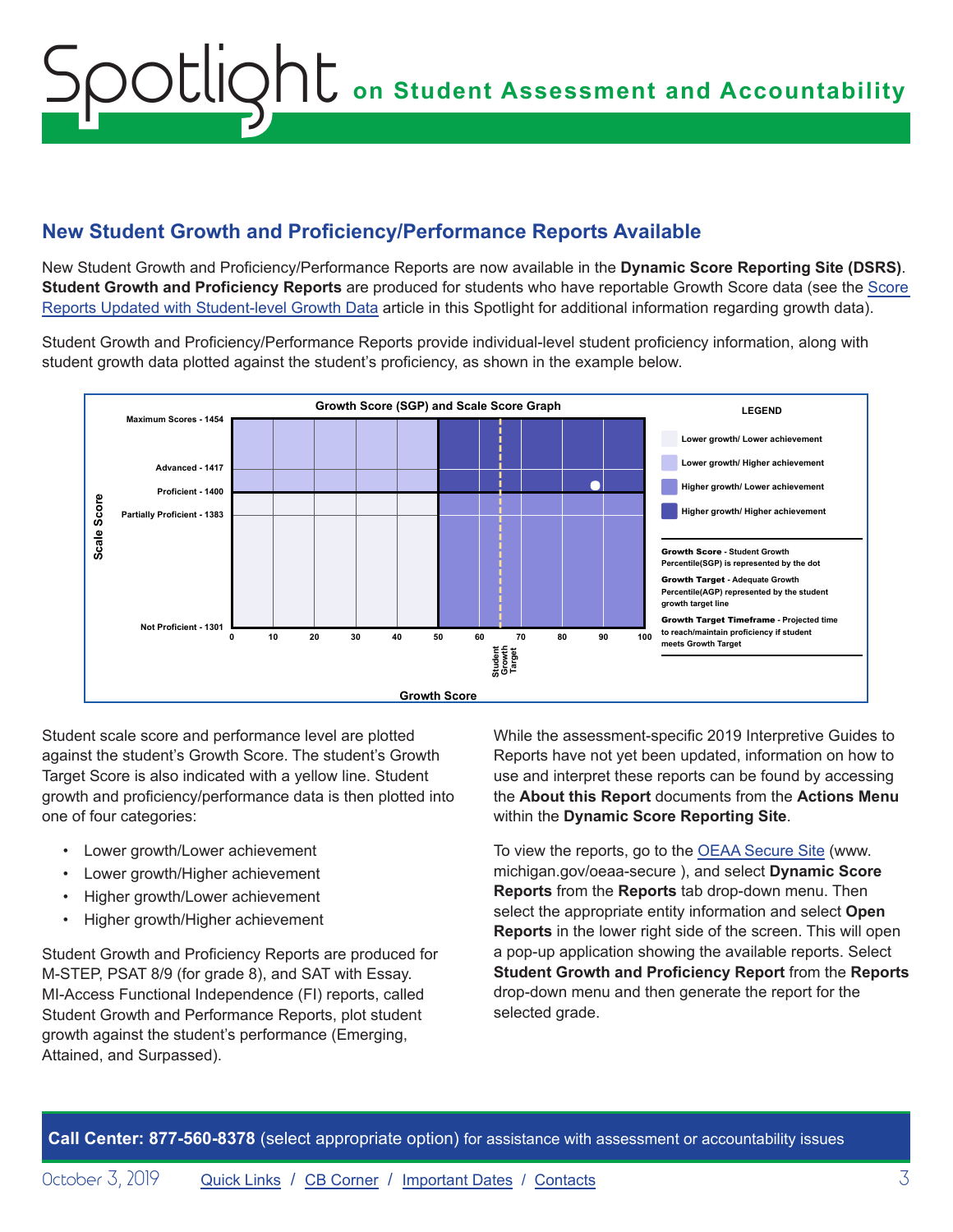## New Student Growth and Proficiency/Performance Reports Available

New Student Growth and Proficiency/Performance Reports are now available in the **Dynamic Score Reporting Site (DSRS)**. **Student Growth and Proficiency Reports** are produced for students who have reportable Growth Score data (see the Score Reports Updated with Student-level Growth Data article in this Spotlight for additional information regarding growth data).

Student Growth and Proficiency/Performance Reports provide individual-level student proficiency information, along with student growth data plotted against the student's proficiency, as shown in the example below.

**Growth Score (SGP) and Scale Score Graph**

Scale Score levels: Maximum Scores - 1454; Advanced - 1417; Proficient - 1400; Partially Proficient - 1383; Not Proficient - 1301

Growth Score: 0, 10, 20, 30, 40, 50, 60, 70, 80, 90, 100 (Student Growth Target)

**LEGEND**

- Lower growth/ Lower achievement
- Lower growth/ Higher achievement
- Higher growth/ Lower achievement
- Higher growth/ Higher achievement

**Growth Score** - Student Growth Percentile(SGP) is represented by the dot

**Growth Target** - Adequate Growth Percentile(AGP) represented by the student growth target line

**Growth Target Timeframe** - Projected time to reach/maintain proficiency if student meets Growth Target

Student scale score and performance level are plotted against the student's Growth Score. The student's Growth Target Score is also indicated with a yellow line. Student growth and proficiency/performance data is then plotted into one of four categories:

- Lower growth/Lower achievement
- Lower growth/Higher achievement
- Higher growth/Lower achievement
- Higher growth/Higher achievement

Student Growth and Proficiency Reports are produced for M-STEP, PSAT 8/9 (for grade 8), and SAT with Essay. MI-Access Functional Independence (FI) reports, called Student Growth and Performance Reports, plot student growth against the student's performance (Emerging, Attained, and Surpassed).

While the assessment-specific 2019 Interpretive Guides to Reports have not yet been updated, information on how to use and interpret these reports can be found by accessing the **About this Report** documents from the **Actions Menu** within the **Dynamic Score Reporting Site**.

To view the reports, go to the OEAA Secure Site (www.michigan.gov/oeaa-secure ), and select **Dynamic Score Reports** from the **Reports** tab drop-down menu. Then select the appropriate entity information and select **Open Reports** in the lower right side of the screen. This will open a pop-up application showing the available reports. Select **Student Growth and Proficiency Report** from the **Reports** drop-down menu and then generate the report for the selected grade.

**Call Center: 877-560-8378** (select appropriate option) for assistance with assessment or accountability issues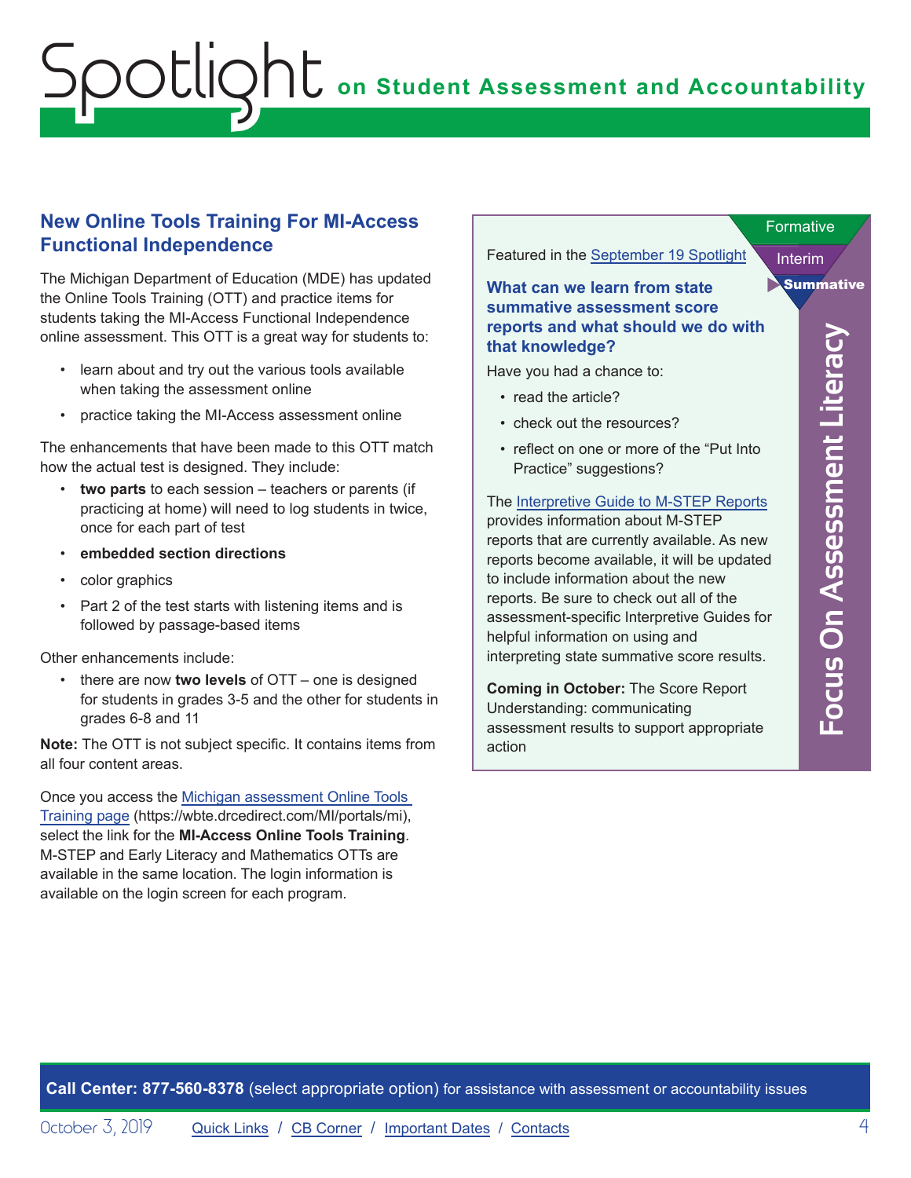## New Online Tools Training For MI-Access Functional Independence

The Michigan Department of Education (MDE) has updated the Online Tools Training (OTT) and practice items for students taking the MI-Access Functional Independence online assessment. This OTT is a great way for students to:

- learn about and try out the various tools available when taking the assessment online
- practice taking the MI-Access assessment online

The enhancements that have been made to this OTT match how the actual test is designed. They include:

- **two parts** to each session – teachers or parents (if practicing at home) will need to log students in twice, once for each part of test
- **embedded section directions**
- color graphics
- Part 2 of the test starts with listening items and is followed by passage-based items

Other enhancements include:

- there are now **two levels** of OTT – one is designed for students in grades 3-5 and the other for students in grades 6-8 and 11

**Note:** The OTT is not subject specific. It contains items from all four content areas.

Once you access the Michigan assessment Online Tools Training page (https://wbte.drcedirect.com/MI/portals/mi), select the link for the **MI-Access Online Tools Training**. M-STEP and Early Literacy and Mathematics OTTs are available in the same location. The login information is available on the login screen for each program.

## Focus On Assessment Literacy

Formative / Interim / **Summative**

Featured in the September 19 Spotlight

### What can we learn from state summative assessment score reports and what should we do with that knowledge?

Have you had a chance to:

- read the article?
- check out the resources?
- reflect on one or more of the "Put Into Practice" suggestions?

The Interpretive Guide to M-STEP Reports provides information about M-STEP reports that are currently available. As new reports become available, it will be updated to include information about the new reports. Be sure to check out all of the assessment-specific Interpretive Guides for helpful information on using and interpreting state summative score results.

**Coming in October:** The Score Report Understanding: communicating assessment results to support appropriate action

**Call Center: 877-560-8378** (select appropriate option) for assistance with assessment or accountability issues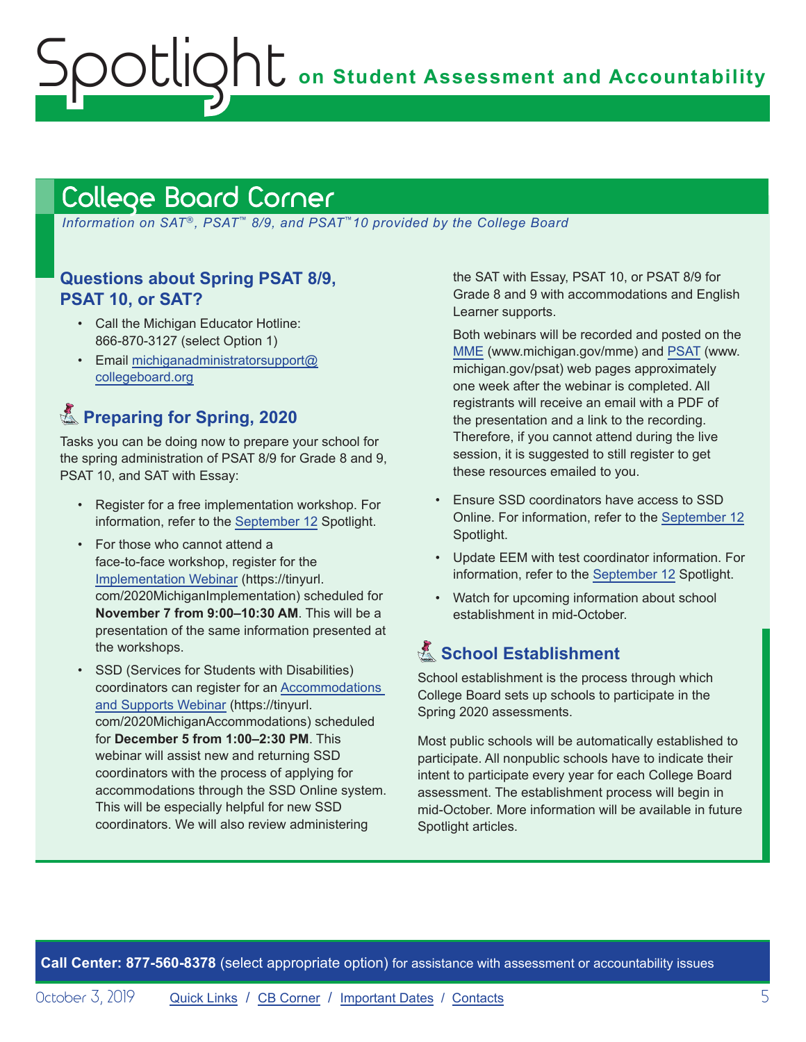## College Board Corner

*Information on SAT®, PSAT™ 8/9, and PSAT™10 provided by the College Board*

### Questions about Spring PSAT 8/9, PSAT 10, or SAT?

- Call the Michigan Educator Hotline: 866-870-3127 (select Option 1)
- Email michiganadministratorsupport@collegeboard.org

### Preparing for Spring, 2020

Tasks you can be doing now to prepare your school for the spring administration of PSAT 8/9 for Grade 8 and 9, PSAT 10, and SAT with Essay:

- Register for a free implementation workshop. For information, refer to the September 12 Spotlight.
- For those who cannot attend a face-to-face workshop, register for the Implementation Webinar (https://tinyurl.com/2020MichiganImplementation) scheduled for **November 7 from 9:00–10:30 AM**. This will be a presentation of the same information presented at the workshops.
- SSD (Services for Students with Disabilities) coordinators can register for an Accommodations and Supports Webinar (https://tinyurl.com/2020MichiganAccommodations) scheduled for **December 5 from 1:00–2:30 PM**. This webinar will assist new and returning SSD coordinators with the process of applying for accommodations through the SSD Online system. This will be especially helpful for new SSD coordinators. We will also review administering the SAT with Essay, PSAT 10, or PSAT 8/9 for Grade 8 and 9 with accommodations and English Learner supports.

  Both webinars will be recorded and posted on the MME (www.michigan.gov/mme) and PSAT (www.michigan.gov/psat) web pages approximately one week after the webinar is completed. All registrants will receive an email with a PDF of the presentation and a link to the recording. Therefore, if you cannot attend during the live session, it is suggested to still register to get these resources emailed to you.
- Ensure SSD coordinators have access to SSD Online. For information, refer to the September 12 Spotlight.
- Update EEM with test coordinator information. For information, refer to the September 12 Spotlight.
- Watch for upcoming information about school establishment in mid-October.

### School Establishment

School establishment is the process through which College Board sets up schools to participate in the Spring 2020 assessments.

Most public schools will be automatically established to participate. All nonpublic schools have to indicate their intent to participate every year for each College Board assessment. The establishment process will begin in mid-October. More information will be available in future Spotlight articles.

**Call Center: 877-560-8378** (select appropriate option) for assistance with assessment or accountability issues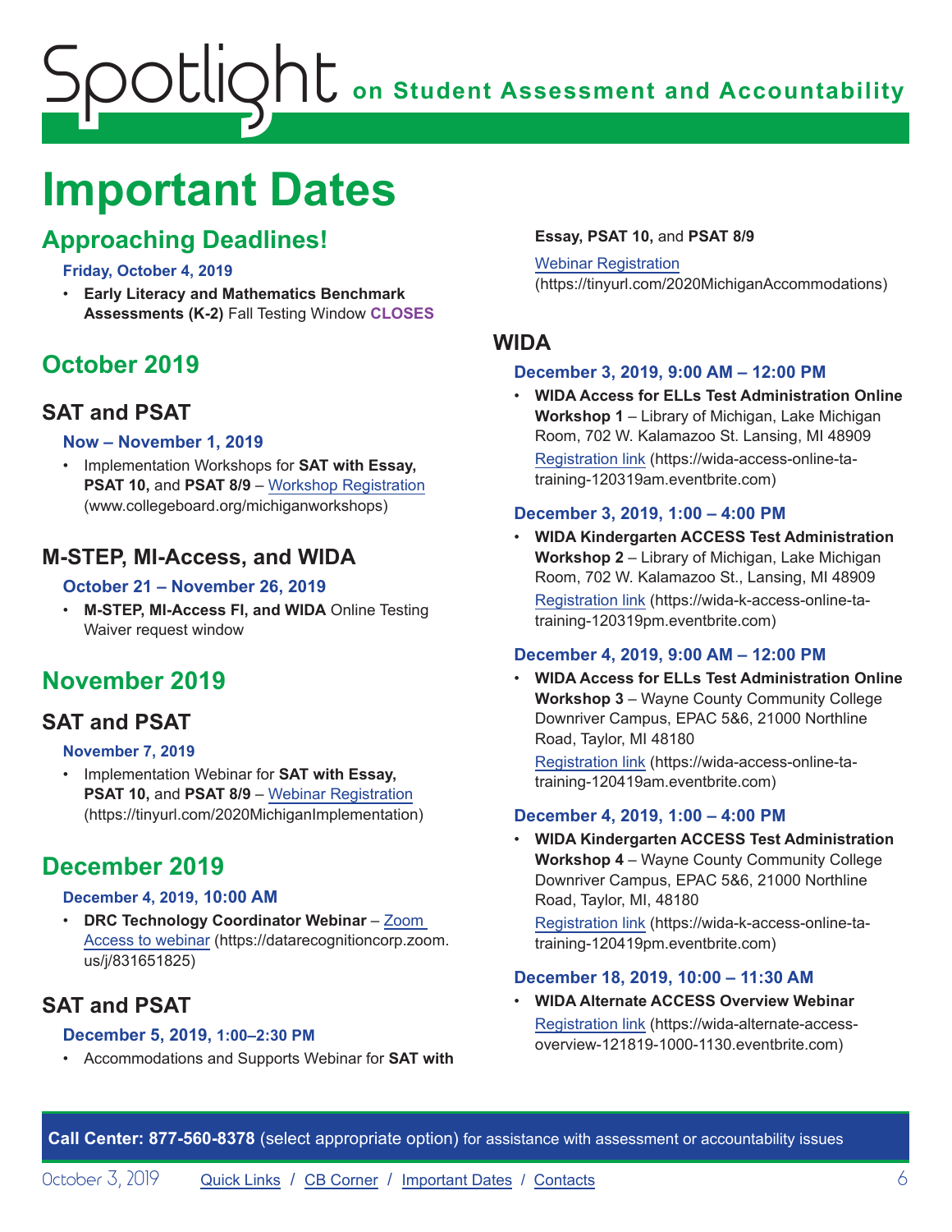# Important Dates

## Approaching Deadlines!

**Friday, October 4, 2019**

- **Early Literacy and Mathematics Benchmark Assessments (K-2)** Fall Testing Window **CLOSES**

## October 2019

### SAT and PSAT

**Now – November 1, 2019**

- Implementation Workshops for **SAT with Essay, PSAT 10,** and **PSAT 8/9** – Workshop Registration (www.collegeboard.org/michiganworkshops)

### M-STEP, MI-Access, and WIDA

**October 21 – November 26, 2019**

- **M-STEP, MI-Access FI, and WIDA** Online Testing Waiver request window

## November 2019

### SAT and PSAT

**November 7, 2019**

- Implementation Webinar for **SAT with Essay, PSAT 10,** and **PSAT 8/9** – Webinar Registration (https://tinyurl.com/2020MichiganImplementation)

## December 2019

**December 4, 2019, 10:00 AM**

- **DRC Technology Coordinator Webinar** – Zoom Access to webinar (https://datarecognitioncorp.zoom.us/j/831651825)

### SAT and PSAT

**December 5, 2019, 1:00–2:30 PM**

- Accommodations and Supports Webinar for **SAT with Essay, PSAT 10,** and **PSAT 8/9**

  Webinar Registration (https://tinyurl.com/2020MichiganAccommodations)

### WIDA

**December 3, 2019, 9:00 AM – 12:00 PM**

- **WIDA Access for ELLs Test Administration Online Workshop 1** – Library of Michigan, Lake Michigan Room, 702 W. Kalamazoo St. Lansing, MI 48909

  Registration link (https://wida-access-online-ta-training-120319am.eventbrite.com)

**December 3, 2019, 1:00 – 4:00 PM**

- **WIDA Kindergarten ACCESS Test Administration Workshop 2** – Library of Michigan, Lake Michigan Room, 702 W. Kalamazoo St., Lansing, MI 48909

  Registration link (https://wida-k-access-online-ta-training-120319pm.eventbrite.com)

**December 4, 2019, 9:00 AM – 12:00 PM**

- **WIDA Access for ELLs Test Administration Online Workshop 3** – Wayne County Community College Downriver Campus, EPAC 5&6, 21000 Northline Road, Taylor, MI 48180

  Registration link (https://wida-access-online-ta-training-120419am.eventbrite.com)

**December 4, 2019, 1:00 – 4:00 PM**

- **WIDA Kindergarten ACCESS Test Administration Workshop 4** – Wayne County Community College Downriver Campus, EPAC 5&6, 21000 Northline Road, Taylor, MI, 48180

  Registration link (https://wida-k-access-online-ta-training-120419pm.eventbrite.com)

**December 18, 2019, 10:00 – 11:30 AM**

- **WIDA Alternate ACCESS Overview Webinar**

  Registration link (https://wida-alternate-access-overview-121819-1000-1130.eventbrite.com)

**Call Center: 877-560-8378** (select appropriate option) for assistance with assessment or accountability issues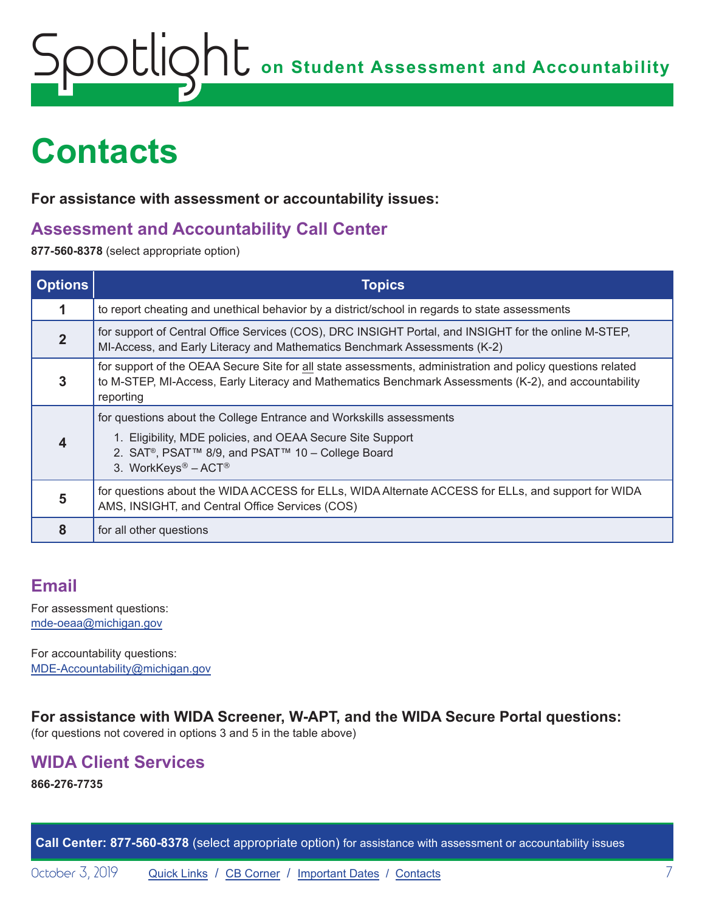# Contacts

**For assistance with assessment or accountability issues:**

## Assessment and Accountability Call Center

**877-560-8378** (select appropriate option)

| Options | Topics |
|---|---|
| **1** | to report cheating and unethical behavior by a district/school in regards to state assessments |
| **2** | for support of Central Office Services (COS), DRC INSIGHT Portal, and INSIGHT for the online M-STEP, MI-Access, and Early Literacy and Mathematics Benchmark Assessments (K-2) |
| **3** | for support of the OEAA Secure Site for all state assessments, administration and policy questions related to M-STEP, MI-Access, Early Literacy and Mathematics Benchmark Assessments (K-2), and accountability reporting |
| **4** | for questions about the College Entrance and Workskills assessments<br>1. Eligibility, MDE policies, and OEAA Secure Site Support<br>2. SAT®, PSAT™ 8/9, and PSAT™ 10 – College Board<br>3. WorkKeys® – ACT® |
| **5** | for questions about the WIDA ACCESS for ELLs, WIDA Alternate ACCESS for ELLs, and support for WIDA AMS, INSIGHT, and Central Office Services (COS) |
| **8** | for all other questions |

## Email

For assessment questions:
mde-oeaa@michigan.gov

For accountability questions:
MDE-Accountability@michigan.gov

**For assistance with WIDA Screener, W-APT, and the WIDA Secure Portal questions:**
(for questions not covered in options 3 and 5 in the table above)

## WIDA Client Services

**866-276-7735**

**Call Center: 877-560-8378** (select appropriate option) for assistance with assessment or accountability issues